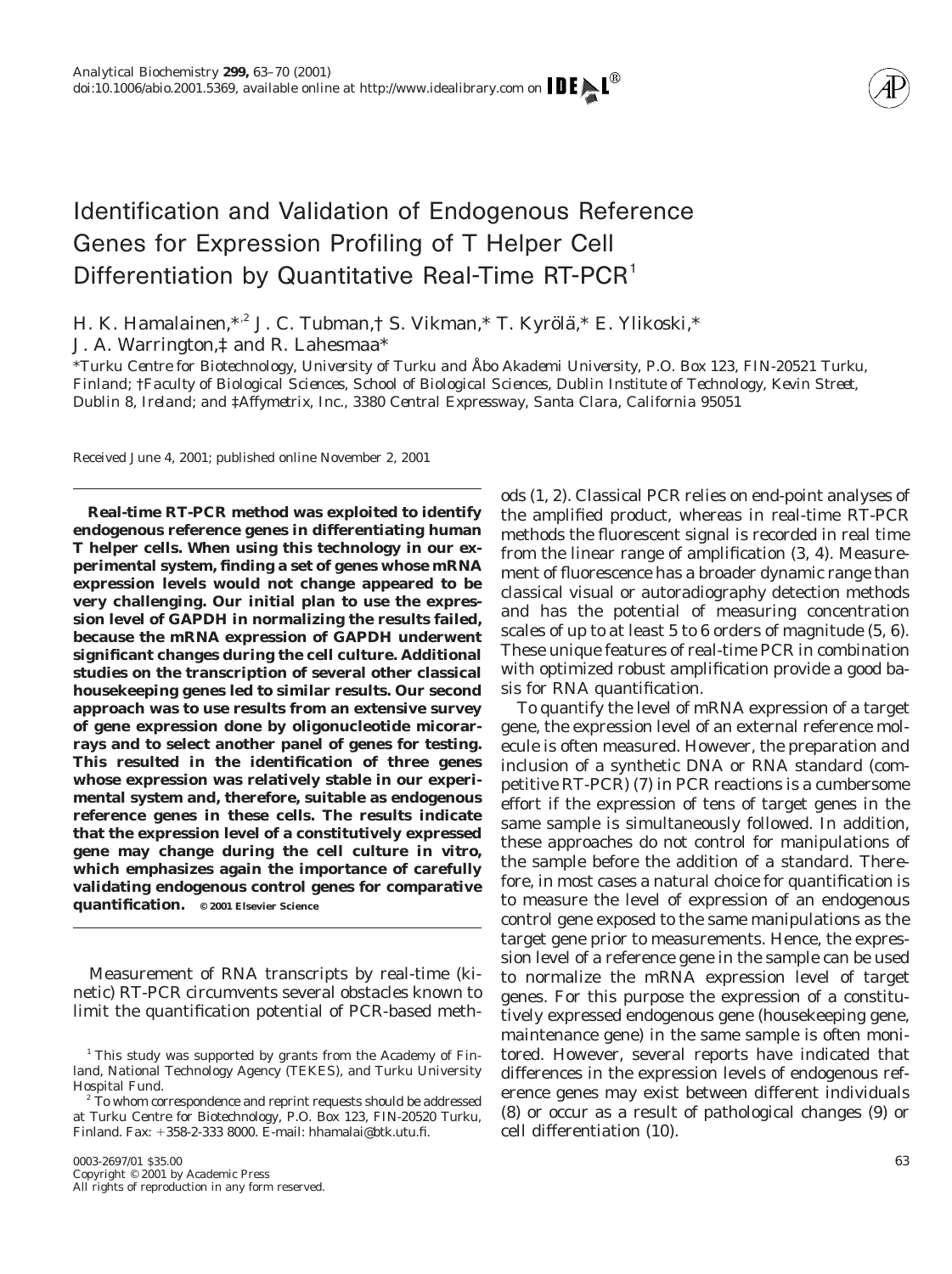# Identification and Validation of Endogenous Reference Genes for Expression Profiling of T Helper Cell Differentiation by Quantitative Real-Time RT-PCR[1]

H. K. Hamalainen,*[,2] J. C. Tubman,† S. Vikman,* T. Kyrölä,* E. Ylikoski,* J. A. Warrington,‡ and R. Lahesmaa*

*Turku Centre for Biotechnology, University of Turku and Åbo Akademi University, P.O. Box 123, FIN-20521 Turku, Finland; †Faculty of Biological Sciences, School of Biological Sciences, Dublin Institute of Technology, Kevin Street, Dublin 8, Ireland; and ‡Affymetrix, Inc., 3380 Central Expressway, Santa Clara, California 95051

Received June 4, 2001; published online November 2, 2001

**Real-time RT-PCR method was exploited to identify endogenous reference genes in differentiating human T helper cells. When using this technology in our experimental system, finding a set of genes whose mRNA expression levels would not change appeared to be very challenging. Our initial plan to use the expression level of GAPDH in normalizing the results failed, because the mRNA expression of GAPDH underwent significant changes during the cell culture. Additional studies on the transcription of several other classical housekeeping genes led to similar results. Our second approach was to use results from an extensive survey of gene expression done by oligonucleotide micorarrays and to select another panel of genes for testing. This resulted in the identification of three genes whose expression was relatively stable in our experimental system and, therefore, suitable as endogenous reference genes in these cells. The results indicate that the expression level of a constitutively expressed gene may change during the cell culture in vitro, which emphasizes again the importance of carefully validating endogenous control genes for comparative quantification.** © 2001 Elsevier Science

Measurement of RNA transcripts by real-time (kinetic) RT-PCR circumvents several obstacles known to limit the quantification potential of PCR-based methods (1, 2). Classical PCR relies on end-point analyses of the amplified product, whereas in real-time RT-PCR methods the fluorescent signal is recorded in real time from the linear range of amplification (3, 4). Measurement of fluorescence has a broader dynamic range than classical visual or autoradiography detection methods and has the potential of measuring concentration scales of up to at least 5 to 6 orders of magnitude (5, 6). These unique features of real-time PCR in combination with optimized robust amplification provide a good basis for RNA quantification.

To quantify the level of mRNA expression of a target gene, the expression level of an external reference molecule is often measured. However, the preparation and inclusion of a synthetic DNA or RNA standard (competitive RT-PCR) (7) in PCR reactions is a cumbersome effort if the expression of tens of target genes in the same sample is simultaneously followed. In addition, these approaches do not control for manipulations of the sample before the addition of a standard. Therefore, in most cases a natural choice for quantification is to measure the level of expression of an endogenous control gene exposed to the same manipulations as the target gene prior to measurements. Hence, the expression level of a reference gene in the sample can be used to normalize the mRNA expression level of target genes. For this purpose the expression of a constitutively expressed endogenous gene (housekeeping gene, maintenance gene) in the same sample is often monitored. However, several reports have indicated that differences in the expression levels of endogenous reference genes may exist between different individuals (8) or occur as a result of pathological changes (9) or cell differentiation (10).

[1] This study was supported by grants from the Academy of Finland, National Technology Agency (TEKES), and Turku University Hospital Fund.

[2] To whom correspondence and reprint requests should be addressed at Turku Centre for Biotechnology, P.O. Box 123, FIN-20520 Turku, Finland. Fax: +358-2-333 8000. E-mail: hhamalai@btk.utu.fi.

0003-2697/01 $35.00
Copyright © 2001 by Academic Press
All rights of reproduction in any form reserved.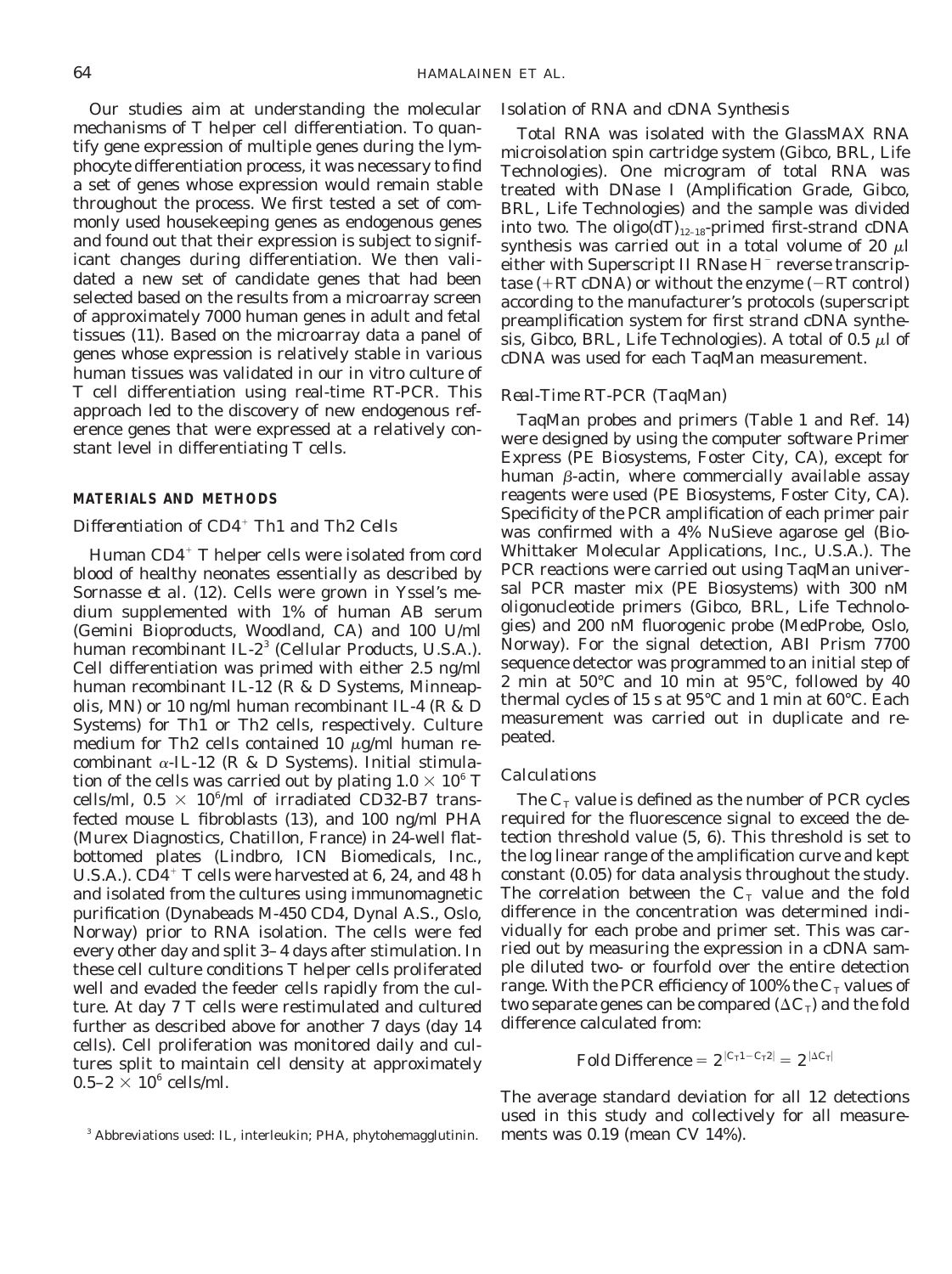Our studies aim at understanding the molecular mechanisms of T helper cell differentiation. To quantify gene expression of multiple genes during the lymphocyte differentiation process, it was necessary to find a set of genes whose expression would remain stable throughout the process. We first tested a set of commonly used housekeeping genes as endogenous genes and found out that their expression is subject to significant changes during differentiation. We then validated a new set of candidate genes that had been selected based on the results from a microarray screen of approximately 7000 human genes in adult and fetal tissues (11). Based on the microarray data a panel of genes whose expression is relatively stable in various human tissues was validated in our in vitro culture of T cell differentiation using real-time RT-PCR. This approach led to the discovery of new endogenous reference genes that were expressed at a relatively constant level in differentiating T cells.

## MATERIALS AND METHODS

### *Differentiation of $CD4^+$ Th1 and Th2 Cells*

Human $CD4^+$ T helper cells were isolated from cord blood of healthy neonates essentially as described by Sornasse *et al.* (12). Cells were grown in Yssel's medium supplemented with 1% of human AB serum (Gemini Bioproducts, Woodland, CA) and 100 U/ml human recombinant IL-2[3] (Cellular Products, U.S.A.). Cell differentiation was primed with either 2.5 ng/ml human recombinant IL-12 (R & D Systems, Minneapolis, MN) or 10 ng/ml human recombinant IL-4 (R & D Systems) for Th1 or Th2 cells, respectively. Culture medium for Th2 cells contained 10 μg/ml human recombinant α-IL-12 (R & D Systems). Initial stimulation of the cells was carried out by plating $1.0 \times 10^6$ T cells/ml, $0.5 \times 10^6$/ml of irradiated CD32-B7 transfected mouse L fibroblasts (13), and 100 ng/ml PHA (Murex Diagnostics, Chatillon, France) in 24-well flat-bottomed plates (Lindbro, ICN Biomedicals, Inc., U.S.A.). $CD4^+$ T cells were harvested at 6, 24, and 48 h and isolated from the cultures using immunomagnetic purification (Dynabeads M-450 CD4, Dynal A.S., Oslo, Norway) prior to RNA isolation. The cells were fed every other day and split 3–4 days after stimulation. In these cell culture conditions T helper cells proliferated well and evaded the feeder cells rapidly from the culture. At day 7 T cells were restimulated and cultured further as described above for another 7 days (day 14 cells). Cell proliferation was monitored daily and cultures split to maintain cell density at approximately $0.5–2 \times 10^6$ cells/ml.

[3] Abbreviations used: IL, interleukin; PHA, phytohemagglutinin.

### *Isolation of RNA and cDNA Synthesis*

Total RNA was isolated with the GlassMAX RNA microisolation spin cartridge system (Gibco, BRL, Life Technologies). One microgram of total RNA was treated with DNase I (Amplification Grade, Gibco, BRL, Life Technologies) and the sample was divided into two. The oligo$(dT)_{12-18}$-primed first-strand cDNA synthesis was carried out in a total volume of 20 μl either with Superscript II RNase $H^-$ reverse transcriptase (+RT cDNA) or without the enzyme (−RT control) according to the manufacturer's protocols (superscript preamplification system for first strand cDNA synthesis, Gibco, BRL, Life Technologies). A total of 0.5 μl of cDNA was used for each TaqMan measurement.

### *Real-Time RT-PCR (TaqMan)*

TaqMan probes and primers (Table 1 and Ref. 14) were designed by using the computer software Primer Express (PE Biosystems, Foster City, CA), except for human β-actin, where commercially available assay reagents were used (PE Biosystems, Foster City, CA). Specificity of the PCR amplification of each primer pair was confirmed with a 4% NuSieve agarose gel (BioWhittaker Molecular Applications, Inc., U.S.A.). The PCR reactions were carried out using TaqMan universal PCR master mix (PE Biosystems) with 300 nM oligonucleotide primers (Gibco, BRL, Life Technologies) and 200 nM fluorogenic probe (MedProbe, Oslo, Norway). For the signal detection, ABI Prism 7700 sequence detector was programmed to an initial step of 2 min at 50°C and 10 min at 95°C, followed by 40 thermal cycles of 15 s at 95°C and 1 min at 60°C. Each measurement was carried out in duplicate and repeated.

### *Calculations*

The $C_T$ value is defined as the number of PCR cycles required for the fluorescence signal to exceed the detection threshold value (5, 6). This threshold is set to the log linear range of the amplification curve and kept constant (0.05) for data analysis throughout the study. The correlation between the $C_T$ value and the fold difference in the concentration was determined individually for each probe and primer set. This was carried out by measuring the expression in a cDNA sample diluted two- or fourfold over the entire detection range. With the PCR efficiency of 100% the $C_T$ values of two separate genes can be compared ($\Delta C_T$) and the fold difference calculated from:

$$\text{Fold Difference} = 2^{|C_T1 - C_T2|} = 2^{|\Delta C_T|}$$

The average standard deviation for all 12 detections used in this study and collectively for all measurements was 0.19 (mean CV 14%).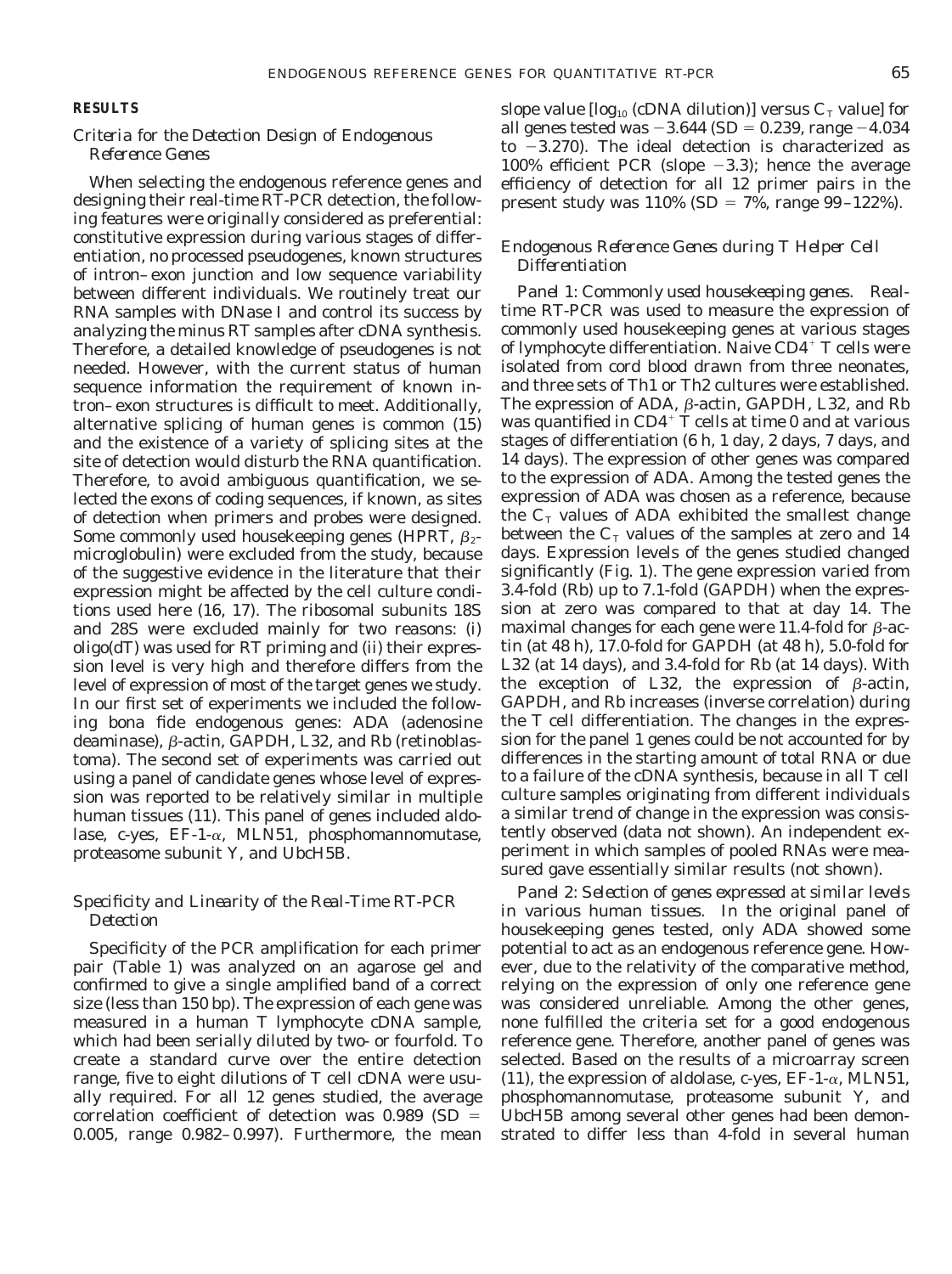## RESULTS

### *Criteria for the Detection Design of Endogenous Reference Genes*

When selecting the endogenous reference genes and designing their real-time RT-PCR detection, the following features were originally considered as preferential: constitutive expression during various stages of differentiation, no processed pseudogenes, known structures of intron–exon junction and low sequence variability between different individuals. We routinely treat our RNA samples with DNase I and control its success by analyzing the minus RT samples after cDNA synthesis. Therefore, a detailed knowledge of pseudogenes is not needed. However, with the current status of human sequence information the requirement of known intron–exon structures is difficult to meet. Additionally, alternative splicing of human genes is common (15) and the existence of a variety of splicing sites at the site of detection would disturb the RNA quantification. Therefore, to avoid ambiguous quantification, we selected the exons of coding sequences, if known, as sites of detection when primers and probes were designed. Some commonly used housekeeping genes (HPRT, $\beta_2$-microglobulin) were excluded from the study, because of the suggestive evidence in the literature that their expression might be affected by the cell culture conditions used here (16, 17). The ribosomal subunits 18S and 28S were excluded mainly for two reasons: (i) oligo(dT) was used for RT priming and (ii) their expression level is very high and therefore differs from the level of expression of most of the target genes we study. In our first set of experiments we included the following bona fide endogenous genes: ADA (adenosine deaminase), $\beta$-actin, GAPDH, L32, and Rb (retinoblastoma). The second set of experiments was carried out using a panel of candidate genes whose level of expression was reported to be relatively similar in multiple human tissues (11). This panel of genes included aldolase, c-yes, EF-1-$\alpha$, MLN51, phosphomannomutase, proteasome subunit Y, and UbcH5B.

### *Specificity and Linearity of the Real-Time RT-PCR Detection*

Specificity of the PCR amplification for each primer pair (Table 1) was analyzed on an agarose gel and confirmed to give a single amplified band of a correct size (less than 150 bp). The expression of each gene was measured in a human T lymphocyte cDNA sample, which had been serially diluted by two- or fourfold. To create a standard curve over the entire detection range, five to eight dilutions of T cell cDNA were usually required. For all 12 genes studied, the average correlation coefficient of detection was 0.989 (SD = 0.005, range 0.982–0.997). Furthermore, the mean slope value [$\log_{10}$ (cDNA dilution)] versus $C_T$ value] for all genes tested was −3.644 (SD = 0.239, range −4.034 to −3.270). The ideal detection is characterized as 100% efficient PCR (slope −3.3); hence the average efficiency of detection for all 12 primer pairs in the present study was 110% (SD = 7%, range 99–122%).

### *Endogenous Reference Genes during T Helper Cell Differentiation*

*Panel 1: Commonly used housekeeping genes.* Real-time RT-PCR was used to measure the expression of commonly used housekeeping genes at various stages of lymphocyte differentiation. Naive $CD4^+$ T cells were isolated from cord blood drawn from three neonates, and three sets of Th1 or Th2 cultures were established. The expression of ADA, $\beta$-actin, GAPDH, L32, and Rb was quantified in $CD4^+$ T cells at time 0 and at various stages of differentiation (6 h, 1 day, 2 days, 7 days, and 14 days). The expression of other genes was compared to the expression of ADA. Among the tested genes the expression of ADA was chosen as a reference, because the $C_T$ values of ADA exhibited the smallest change between the $C_T$ values of the samples at zero and 14 days. Expression levels of the genes studied changed significantly (Fig. 1). The gene expression varied from 3.4-fold (Rb) up to 7.1-fold (GAPDH) when the expression at zero was compared to that at day 14. The maximal changes for each gene were 11.4-fold for $\beta$-actin (at 48 h), 17.0-fold for GAPDH (at 48 h), 5.0-fold for L32 (at 14 days), and 3.4-fold for Rb (at 14 days). With the exception of L32, the expression of $\beta$-actin, GAPDH, and Rb increases (inverse correlation) during the T cell differentiation. The changes in the expression for the panel 1 genes could be not accounted for by differences in the starting amount of total RNA or due to a failure of the cDNA synthesis, because in all T cell culture samples originating from different individuals a similar trend of change in the expression was consistently observed (data not shown). An independent experiment in which samples of pooled RNAs were measured gave essentially similar results (not shown).

*Panel 2: Selection of genes expressed at similar levels in various human tissues.* In the original panel of housekeeping genes tested, only ADA showed some potential to act as an endogenous reference gene. However, due to the relativity of the comparative method, relying on the expression of only one reference gene was considered unreliable. Among the other genes, none fulfilled the criteria set for a good endogenous reference gene. Therefore, another panel of genes was selected. Based on the results of a microarray screen (11), the expression of aldolase, c-yes, EF-1-$\alpha$, MLN51, phosphomannomutase, proteasome subunit Y, and UbcH5B among several other genes had been demonstrated to differ less than 4-fold in several human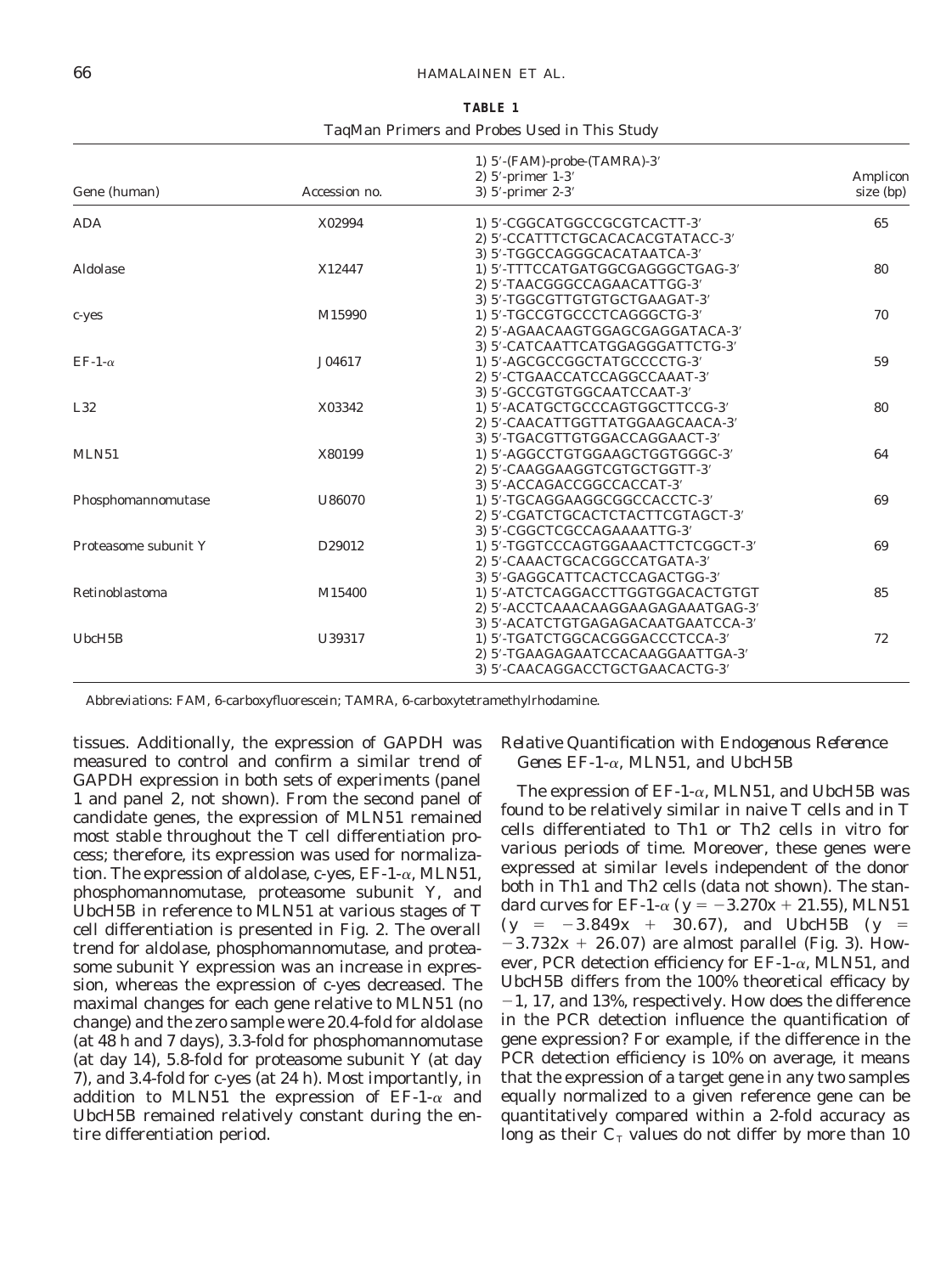**TABLE 1**

TaqMan Primers and Probes Used in This Study

| Gene (human) | Accession no. | 1) 5′-(FAM)-probe-(TAMRA)-3′<br>2) 5′-primer 1-3′<br>3) 5′-primer 2-3′ | Amplicon size (bp) |
|---|---|---|---|
| ADA | X02994 | 1) 5′-CGGCATGGCCGCGTCACTT-3′<br>2) 5′-CCATTTCTGCACACACGTATACC-3′<br>3) 5′-TGGCCAGGGCACATAATCA-3′ | 65 |
| Aldolase | X12447 | 1) 5′-TTTCCATGATGGCGAGGGCTGAG-3′<br>2) 5′-TAACGGGCCAGAACATTGG-3′<br>3) 5′-TGGCGTTGTGTGCTGAAGAT-3′ | 80 |
| c-yes | M15990 | 1) 5′-TGCCGTGCCCTCAGGGCTG-3′<br>2) 5′-AGAACAAGTGGAGCGAGGATACA-3′<br>3) 5′-CATCAATTCATGGAGGGATTCTG-3′ | 70 |
| EF-1-$\alpha$ | J04617 | 1) 5′-AGCGCCGGCTATGCCCCTG-3′<br>2) 5′-CTGAACCATCCAGGCCAAAT-3′<br>3) 5′-GCCGTGTGGCAATCCAAT-3′ | 59 |
| L32 | X03342 | 1) 5′-ACATGCTGCCCAGTGGCTTCCG-3′<br>2) 5′-CAACATTGGTTATGGAAGCAACA-3′<br>3) 5′-TGACGTTGTGGACCAGGAACT-3′ | 80 |
| MLN51 | X80199 | 1) 5′-AGGCCTGTGGAAGCTGGTGGGC-3′<br>2) 5′-CAAGGAAGGTCGTGCTGGTT-3′<br>3) 5′-ACCAGACCGGCCACCAT-3′ | 64 |
| Phosphomannomutase | U86070 | 1) 5′-TGCAGGAAGGCGGCCACCTC-3′<br>2) 5′-CGATCTGCACTCTACTTCGTAGCT-3′<br>3) 5′-CGGCTCGCCAGAAAATTG-3′ | 69 |
| Proteasome subunit Y | D29012 | 1) 5′-TGGTCCCAGTGGAAACTTCTCGGCT-3′<br>2) 5′-CAAACTGCACGGCCATGATA-3′<br>3) 5′-GAGGCATTCACTCCAGACTGG-3′ | 69 |
| Retinoblastoma | M15400 | 1) 5′-ATCTCAGGACCTTGGTGGACACTGTGT<br>2) 5′-ACCTCAAACAAGGAAGAGAAATGAG-3′<br>3) 5′-ACATCTGTGAGAGACAATGAATCCA-3′ | 85 |
| UbcH5B | U39317 | 1) 5′-TGATCTGGCACGGGACCCTCCA-3′<br>2) 5′-TGAAGAGAATCCACAAGGAATTGA-3′<br>3) 5′-CAACAGGACCTGCTGAACACTG-3′ | 72 |

*Abbreviations:* FAM, 6-carboxyfluorescein; TAMRA, 6-carboxytetramethylrhodamine.

tissues. Additionally, the expression of GAPDH was measured to control and confirm a similar trend of GAPDH expression in both sets of experiments (panel 1 and panel 2, not shown). From the second panel of candidate genes, the expression of MLN51 remained most stable throughout the T cell differentiation process; therefore, its expression was used for normalization. The expression of aldolase, c-yes, EF-1-$\alpha$, MLN51, phosphomannomutase, proteasome subunit Y, and UbcH5B in reference to MLN51 at various stages of T cell differentiation is presented in Fig. 2. The overall trend for aldolase, phosphomannomutase, and proteasome subunit Y expression was an increase in expression, whereas the expression of c-yes decreased. The maximal changes for each gene relative to MLN51 (no change) and the zero sample were 20.4-fold for aldolase (at 48 h and 7 days), 3.3-fold for phosphomannomutase (at day 14), 5.8-fold for proteasome subunit Y (at day 7), and 3.4-fold for c-yes (at 24 h). Most importantly, in addition to MLN51 the expression of EF-1-$\alpha$ and UbcH5B remained relatively constant during the entire differentiation period.

### *Relative Quantification with Endogenous Reference Genes EF-1-$\alpha$, MLN51, and UbcH5B*

The expression of EF-1-$\alpha$, MLN51, and UbcH5B was found to be relatively similar in naive T cells and in T cells differentiated to Th1 or Th2 cells in vitro for various periods of time. Moreover, these genes were expressed at similar levels independent of the donor both in Th1 and Th2 cells (data not shown). The standard curves for EF-1-$\alpha$ ($y = -3.270x + 21.55$), MLN51 ($y = -3.849x + 30.67$), and UbcH5B ($y = -3.732x + 26.07$) are almost parallel (Fig. 3). However, PCR detection efficiency for EF-1-$\alpha$, MLN51, and UbcH5B differs from the 100% theoretical efficacy by −1, 17, and 13%, respectively. How does the difference in the PCR detection influence the quantification of gene expression? For example, if the difference in the PCR detection efficiency is 10% on average, it means that the expression of a target gene in any two samples equally normalized to a given reference gene can be quantitatively compared within a 2-fold accuracy as long as their $C_T$ values do not differ by more than 10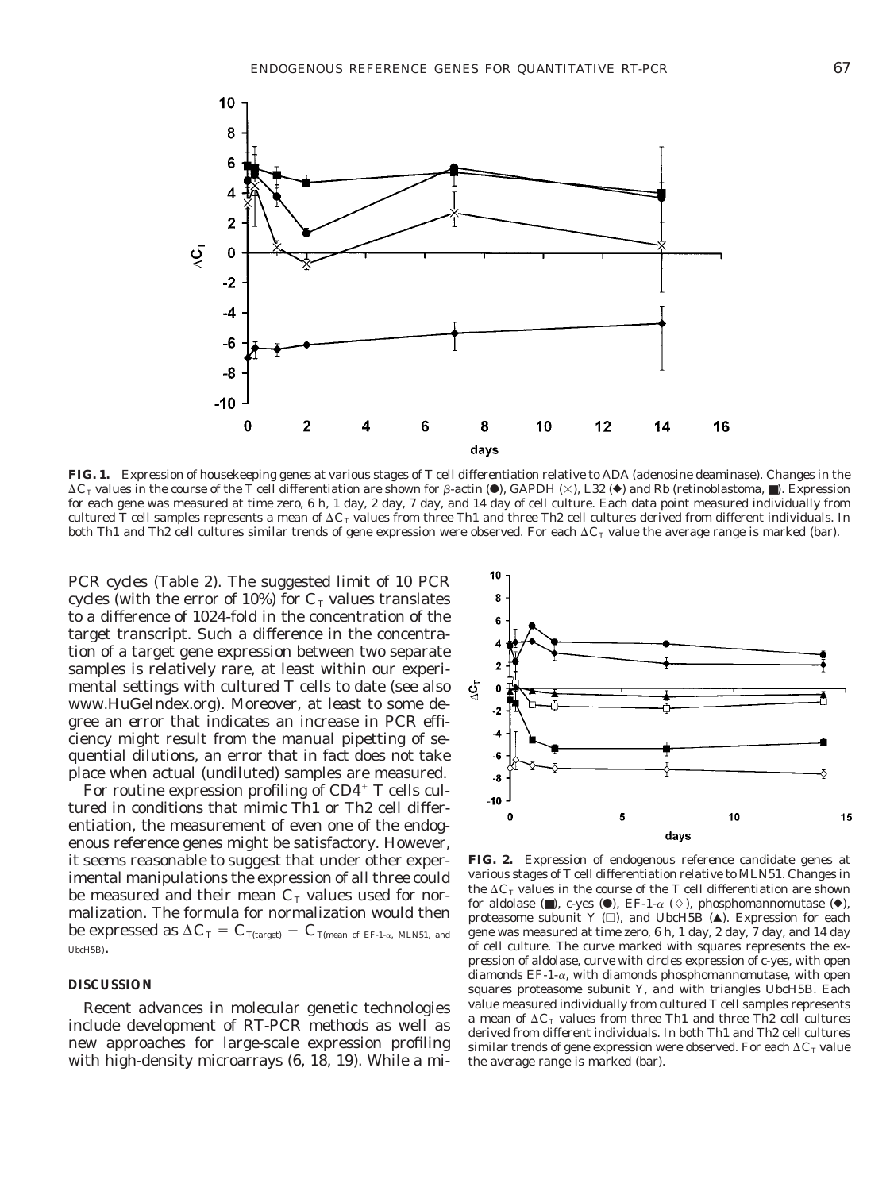**FIG. 1.** Expression of housekeeping genes at various stages of T cell differentiation relative to ADA (adenosine deaminase). Changes in the $\Delta C_T$ values in the course of the T cell differentiation are shown for β-actin (●), GAPDH (×), L32 (◆) and Rb (retinoblastoma, ■). Expression for each gene was measured at time zero, 6 h, 1 day, 2 day, 7 day, and 14 day of cell culture. Each data point measured individually from cultured T cell samples represents a mean of $\Delta C_T$ values from three Th1 and three Th2 cell cultures derived from different individuals. In both Th1 and Th2 cell cultures similar trends of gene expression were observed. For each $\Delta C_T$ value the average range is marked (bar).

PCR cycles (Table 2). The suggested limit of 10 PCR cycles (with the error of 10%) for $C_T$ values translates to a difference of 1024-fold in the concentration of the target transcript. Such a difference in the concentration of a target gene expression between two separate samples is relatively rare, at least within our experimental settings with cultured T cells to date (see also www.HuGeIndex.org). Moreover, at least to some degree an error that indicates an increase in PCR efficiency might result from the manual pipetting of sequential dilutions, an error that in fact does not take place when actual (undiluted) samples are measured.

For routine expression profiling of $CD4^+$ T cells cultured in conditions that mimic Th1 or Th2 cell differentiation, the measurement of even one of the endogenous reference genes might be satisfactory. However, it seems reasonable to suggest that under other experimental manipulations the expression of all three could be measured and their mean $C_T$ values used for normalization. The formula for normalization would then be expressed as $\Delta C_T = C_{T(\text{target})} - C_{T(\text{mean of EF-1-}\alpha\text{, MLN51, and UbcH5B})}$.

**FIG. 2.** Expression of endogenous reference candidate genes at various stages of T cell differentiation relative to MLN51. Changes in the $\Delta C_T$ values in the course of the T cell differentiation are shown for aldolase (■), c-yes (●), EF-1-α (◇), phosphomannomutase (◆), proteasome subunit Y (□), and UbcH5B (▲). Expression for each gene was measured at time zero, 6 h, 1 day, 2 day, 7 day, and 14 day of cell culture. The curve marked with squares represents the expression of aldolase, curve with circles expression of c-yes, with open diamonds EF-1-α, with diamonds phosphomannomutase, with open squares proteasome subunit Y, and with triangles UbcH5B. Each value measured individually from cultured T cell samples represents a mean of $\Delta C_T$ values from three Th1 and three Th2 cell cultures derived from different individuals. In both Th1 and Th2 cell cultures similar trends of gene expression were observed. For each $\Delta C_T$ value the average range is marked (bar).

## DISCUSSION

Recent advances in molecular genetic technologies include development of RT-PCR methods as well as new approaches for large-scale expression profiling with high-density microarrays (6, 18, 19). While a mi-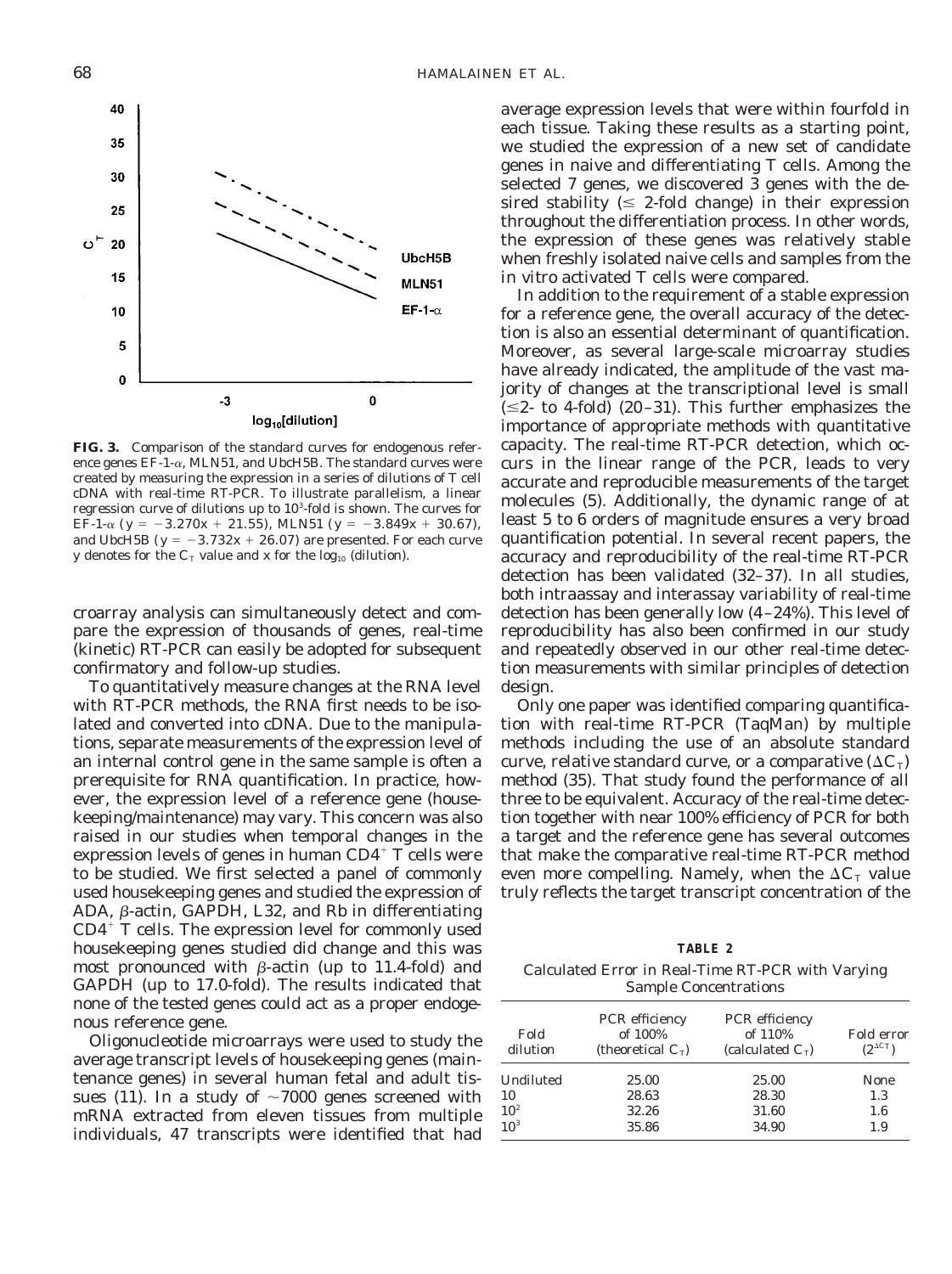**FIG. 3.** Comparison of the standard curves for endogenous reference genes EF-1-α, MLN51, and UbcH5B. The standard curves were created by measuring the expression in a series of dilutions of T cell cDNA with real-time RT-PCR. To illustrate parallelism, a linear regression curve of dilutions up to $10^3$-fold is shown. The curves for EF-1-α ($y = -3.270x + 21.55$), MLN51 ($y = -3.849x + 30.67$), and UbcH5B ($y = -3.732x + 26.07$) are presented. For each curve y denotes for the $C_T$ value and x for the $\log_{10}$ (dilution).

croarray analysis can simultaneously detect and compare the expression of thousands of genes, real-time (kinetic) RT-PCR can easily be adopted for subsequent confirmatory and follow-up studies.

To quantitatively measure changes at the RNA level with RT-PCR methods, the RNA first needs to be isolated and converted into cDNA. Due to the manipulations, separate measurements of the expression level of an internal control gene in the same sample is often a prerequisite for RNA quantification. In practice, however, the expression level of a reference gene (housekeeping/maintenance) may vary. This concern was also raised in our studies when temporal changes in the expression levels of genes in human $CD4^+$ T cells were to be studied. We first selected a panel of commonly used housekeeping genes and studied the expression of ADA, β-actin, GAPDH, L32, and Rb in differentiating $CD4^+$ T cells. The expression level for commonly used housekeeping genes studied did change and this was most pronounced with β-actin (up to 11.4-fold) and GAPDH (up to 17.0-fold). The results indicated that none of the tested genes could act as a proper endogenous reference gene.

Oligonucleotide microarrays were used to study the average transcript levels of housekeeping genes (maintenance genes) in several human fetal and adult tissues (11). In a study of ~7000 genes screened with mRNA extracted from eleven tissues from multiple individuals, 47 transcripts were identified that had average expression levels that were within fourfold in each tissue. Taking these results as a starting point, we studied the expression of a new set of candidate genes in naive and differentiating T cells. Among the selected 7 genes, we discovered 3 genes with the desired stability (≤ 2-fold change) in their expression throughout the differentiation process. In other words, the expression of these genes was relatively stable when freshly isolated naive cells and samples from the in vitro activated T cells were compared.

In addition to the requirement of a stable expression for a reference gene, the overall accuracy of the detection is also an essential determinant of quantification. Moreover, as several large-scale microarray studies have already indicated, the amplitude of the vast majority of changes at the transcriptional level is small (≤2- to 4-fold) (20–31). This further emphasizes the importance of appropriate methods with quantitative capacity. The real-time RT-PCR detection, which occurs in the linear range of the PCR, leads to very accurate and reproducible measurements of the target molecules (5). Additionally, the dynamic range of at least 5 to 6 orders of magnitude ensures a very broad quantification potential. In several recent papers, the accuracy and reproducibility of the real-time RT-PCR detection has been validated (32–37). In all studies, both intraassay and interassay variability of real-time detection has been generally low (4–24%). This level of reproducibility has also been confirmed in our study and repeatedly observed in our other real-time detection measurements with similar principles of detection design.

Only one paper was identified comparing quantification with real-time RT-PCR (TaqMan) by multiple methods including the use of an absolute standard curve, relative standard curve, or a comparative ($\Delta C_T$) method (35). That study found the performance of all three to be equivalent. Accuracy of the real-time detection together with near 100% efficiency of PCR for both a target and the reference gene has several outcomes that make the comparative real-time RT-PCR method even more compelling. Namely, when the $\Delta C_T$ value truly reflects the target transcript concentration of the

**TABLE 2**

Calculated Error in Real-Time RT-PCR with Varying Sample Concentrations

| Fold dilution | PCR efficiency of 100% (theoretical $C_T$) | PCR efficiency of 110% (calculated $C_T$) | Fold error ($2^{\Delta C_T}$) |
|---|---|---|---|
| Undiluted | 25.00 | 25.00 | None |
| 10 | 28.63 | 28.30 | 1.3 |
| $10^2$ | 32.26 | 31.60 | 1.6 |
| $10^3$ | 35.86 | 34.90 | 1.9 |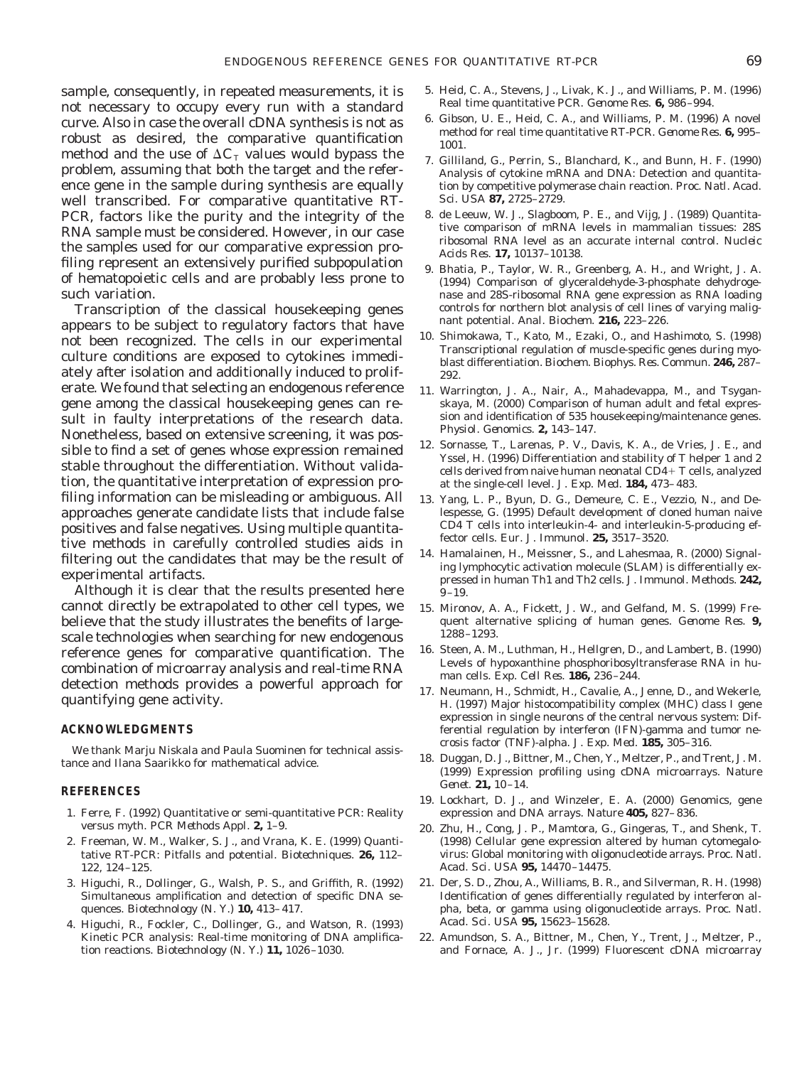sample, consequently, in repeated measurements, it is not necessary to occupy every run with a standard curve. Also in case the overall cDNA synthesis is not as robust as desired, the comparative quantification method and the use of $\Delta C_T$ values would bypass the problem, assuming that both the target and the reference gene in the sample during synthesis are equally well transcribed. For comparative quantitative RT-PCR, factors like the purity and the integrity of the RNA sample must be considered. However, in our case the samples used for our comparative expression profiling represent an extensively purified subpopulation of hematopoietic cells and are probably less prone to such variation.

Transcription of the classical housekeeping genes appears to be subject to regulatory factors that have not been recognized. The cells in our experimental culture conditions are exposed to cytokines immediately after isolation and additionally induced to proliferate. We found that selecting an endogenous reference gene among the classical housekeeping genes can result in faulty interpretations of the research data. Nonetheless, based on extensive screening, it was possible to find a set of genes whose expression remained stable throughout the differentiation. Without validation, the quantitative interpretation of expression profiling information can be misleading or ambiguous. All approaches generate candidate lists that include false positives and false negatives. Using multiple quantitative methods in carefully controlled studies aids in filtering out the candidates that may be the result of experimental artifacts.

Although it is clear that the results presented here cannot directly be extrapolated to other cell types, we believe that the study illustrates the benefits of large-scale technologies when searching for new endogenous reference genes for comparative quantification. The combination of microarray analysis and real-time RNA detection methods provides a powerful approach for quantifying gene activity.

## ACKNOWLEDGMENTS

We thank Marju Niskala and Paula Suominen for technical assistance and Ilana Saarikko for mathematical advice.

## REFERENCES

1. Ferre, F. (1992) Quantitative or semi-quantitative PCR: Reality versus myth. *PCR Methods Appl.* **2,** 1–9.
2. Freeman, W. M., Walker, S. J., and Vrana, K. E. (1999) Quantitative RT-PCR: Pitfalls and potential. *Biotechniques.* **26,** 112–122, 124–125.
3. Higuchi, R., Dollinger, G., Walsh, P. S., and Griffith, R. (1992) Simultaneous amplification and detection of specific DNA sequences. *Biotechnology (N. Y.)* **10,** 413–417.
4. Higuchi, R., Fockler, C., Dollinger, G., and Watson, R. (1993) Kinetic PCR analysis: Real-time monitoring of DNA amplification reactions. *Biotechnology (N. Y.)* **11,** 1026–1030.
5. Heid, C. A., Stevens, J., Livak, K. J., and Williams, P. M. (1996) Real time quantitative PCR. *Genome Res.* **6,** 986–994.
6. Gibson, U. E., Heid, C. A., and Williams, P. M. (1996) A novel method for real time quantitative RT-PCR. *Genome Res.* **6,** 995–1001.
7. Gilliland, G., Perrin, S., Blanchard, K., and Bunn, H. F. (1990) Analysis of cytokine mRNA and DNA: Detection and quantitation by competitive polymerase chain reaction. *Proc. Natl. Acad. Sci. USA* **87,** 2725–2729.
8. de Leeuw, W. J., Slagboom, P. E., and Vijg, J. (1989) Quantitative comparison of mRNA levels in mammalian tissues: 28S ribosomal RNA level as an accurate internal control. *Nucleic Acids Res.* **17,** 10137–10138.
9. Bhatia, P., Taylor, W. R., Greenberg, A. H., and Wright, J. A. (1994) Comparison of glyceraldehyde-3-phosphate dehydrogenase and 28S-ribosomal RNA gene expression as RNA loading controls for northern blot analysis of cell lines of varying malignant potential. *Anal. Biochem.* **216,** 223–226.
10. Shimokawa, T., Kato, M., Ezaki, O., and Hashimoto, S. (1998) Transcriptional regulation of muscle-specific genes during myoblast differentiation. *Biochem. Biophys. Res. Commun.* **246,** 287–292.
11. Warrington, J. A., Nair, A., Mahadevappa, M., and Tsyganskaya, M. (2000) Comparison of human adult and fetal expression and identification of 535 housekeeping/maintenance genes. *Physiol. Genomics.* **2,** 143–147.
12. Sornasse, T., Larenas, P. V., Davis, K. A., de Vries, J. E., and Yssel, H. (1996) Differentiation and stability of T helper 1 and 2 cells derived from naive human neonatal CD4+ T cells, analyzed at the single-cell level. *J. Exp. Med.* **184,** 473–483.
13. Yang, L. P., Byun, D. G., Demeure, C. E., Vezzio, N., and Delespesse, G. (1995) Default development of cloned human naive CD4 T cells into interleukin-4- and interleukin-5-producing effector cells. *Eur. J. Immunol.* **25,** 3517–3520.
14. Hamalainen, H., Meissner, S., and Lahesmaa, R. (2000) Signaling lymphocytic activation molecule (SLAM) is differentially expressed in human Th1 and Th2 cells. *J. Immunol. Methods.* **242,** 9–19.
15. Mironov, A. A., Fickett, J. W., and Gelfand, M. S. (1999) Frequent alternative splicing of human genes. *Genome Res.* **9,** 1288–1293.
16. Steen, A. M., Luthman, H., Hellgren, D., and Lambert, B. (1990) Levels of hypoxanthine phosphoribosyltransferase RNA in human cells. *Exp. Cell Res.* **186,** 236–244.
17. Neumann, H., Schmidt, H., Cavalie, A., Jenne, D., and Wekerle, H. (1997) Major histocompatibility complex (MHC) class I gene expression in single neurons of the central nervous system: Differential regulation by interferon (IFN)-gamma and tumor necrosis factor (TNF)-alpha. *J. Exp. Med.* **185,** 305–316.
18. Duggan, D. J., Bittner, M., Chen, Y., Meltzer, P., and Trent, J. M. (1999) Expression profiling using cDNA microarrays. *Nature Genet.* **21,** 10–14.
19. Lockhart, D. J., and Winzeler, E. A. (2000) Genomics, gene expression and DNA arrays. *Nature* **405,** 827–836.
20. Zhu, H., Cong, J. P., Mamtora, G., Gingeras, T., and Shenk, T. (1998) Cellular gene expression altered by human cytomegalovirus: Global monitoring with oligonucleotide arrays. *Proc. Natl. Acad. Sci. USA* **95,** 14470–14475.
21. Der, S. D., Zhou, A., Williams, B. R., and Silverman, R. H. (1998) Identification of genes differentially regulated by interferon alpha, beta, or gamma using oligonucleotide arrays. *Proc. Natl. Acad. Sci. USA* **95,** 15623–15628.
22. Amundson, S. A., Bittner, M., Chen, Y., Trent, J., Meltzer, P., and Fornace, A. J., Jr. (1999) Fluorescent cDNA microarray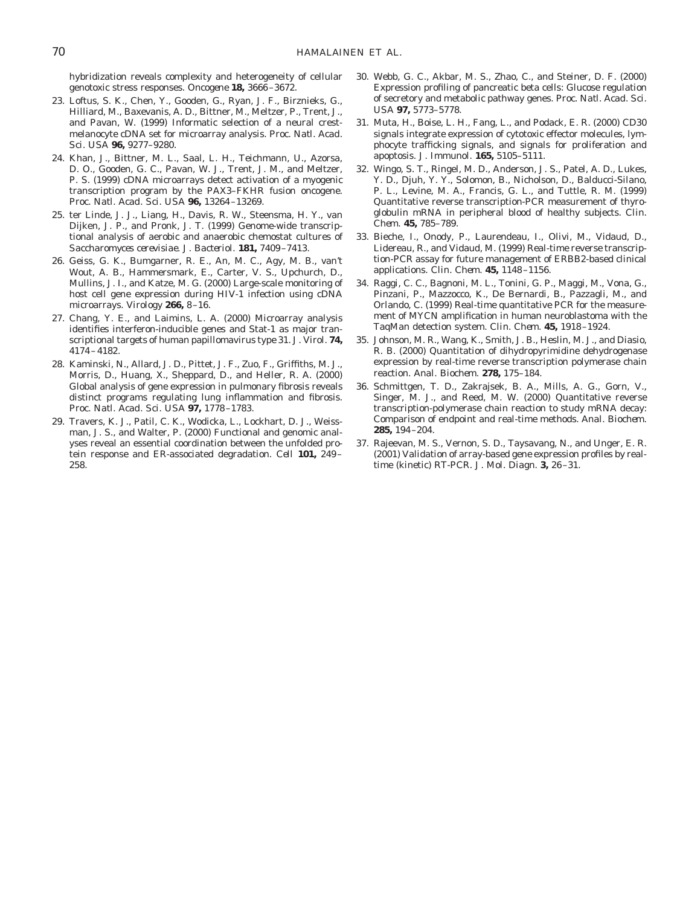hybridization reveals complexity and heterogeneity of cellular genotoxic stress responses. *Oncogene* **18,** 3666–3672.

23. Loftus, S. K., Chen, Y., Gooden, G., Ryan, J. F., Birznieks, G., Hilliard, M., Baxevanis, A. D., Bittner, M., Meltzer, P., Trent, J., and Pavan, W. (1999) Informatic selection of a neural crest-melanocyte cDNA set for microarray analysis. *Proc. Natl. Acad. Sci. USA* **96,** 9277–9280.

24. Khan, J., Bittner, M. L., Saal, L. H., Teichmann, U., Azorsa, D. O., Gooden, G. C., Pavan, W. J., Trent, J. M., and Meltzer, P. S. (1999) cDNA microarrays detect activation of a myogenic transcription program by the PAX3–FKHR fusion oncogene. *Proc. Natl. Acad. Sci. USA* **96,** 13264–13269.

25. ter Linde, J. J., Liang, H., Davis, R. W., Steensma, H. Y., van Dijken, J. P., and Pronk, J. T. (1999) Genome-wide transcriptional analysis of aerobic and anaerobic chemostat cultures of *Saccharomyces cerevisiae*. *J. Bacteriol.* **181,** 7409–7413.

26. Geiss, G. K., Bumgarner, R. E., An, M. C., Agy, M. B., van't Wout, A. B., Hammersmark, E., Carter, V. S., Upchurch, D., Mullins, J. I., and Katze, M. G. (2000) Large-scale monitoring of host cell gene expression during HIV-1 infection using cDNA microarrays. *Virology* **266,** 8–16.

27. Chang, Y. E., and Laimins, L. A. (2000) Microarray analysis identifies interferon-inducible genes and Stat-1 as major transcriptional targets of human papillomavirus type 31. *J. Virol.* **74,** 4174–4182.

28. Kaminski, N., Allard, J. D., Pittet, J. F., Zuo, F., Griffiths, M. J., Morris, D., Huang, X., Sheppard, D., and Heller, R. A. (2000) Global analysis of gene expression in pulmonary fibrosis reveals distinct programs regulating lung inflammation and fibrosis. *Proc. Natl. Acad. Sci. USA* **97,** 1778–1783.

29. Travers, K. J., Patil, C. K., Wodicka, L., Lockhart, D. J., Weissman, J. S., and Walter, P. (2000) Functional and genomic analyses reveal an essential coordination between the unfolded protein response and ER-associated degradation. *Cell* **101,** 249–258.

30. Webb, G. C., Akbar, M. S., Zhao, C., and Steiner, D. F. (2000) Expression profiling of pancreatic beta cells: Glucose regulation of secretory and metabolic pathway genes. *Proc. Natl. Acad. Sci. USA* **97,** 5773–5778.

31. Muta, H., Boise, L. H., Fang, L., and Podack, E. R. (2000) CD30 signals integrate expression of cytotoxic effector molecules, lymphocyte trafficking signals, and signals for proliferation and apoptosis. *J. Immunol.* **165,** 5105–5111.

32. Wingo, S. T., Ringel, M. D., Anderson, J. S., Patel, A. D., Lukes, Y. D., Djuh, Y. Y., Solomon, B., Nicholson, D., Balducci-Silano, P. L., Levine, M. A., Francis, G. L., and Tuttle, R. M. (1999) Quantitative reverse transcription-PCR measurement of thyroglobulin mRNA in peripheral blood of healthy subjects. *Clin. Chem.* **45,** 785–789.

33. Bieche, I., Onody, P., Laurendeau, I., Olivi, M., Vidaud, D., Lidereau, R., and Vidaud, M. (1999) Real-time reverse transcription-PCR assay for future management of ERBB2-based clinical applications. *Clin. Chem.* **45,** 1148–1156.

34. Raggi, C. C., Bagnoni, M. L., Tonini, G. P., Maggi, M., Vona, G., Pinzani, P., Mazzocco, K., De Bernardi, B., Pazzagli, M., and Orlando, C. (1999) Real-time quantitative PCR for the measurement of MYCN amplification in human neuroblastoma with the TaqMan detection system. *Clin. Chem.* **45,** 1918–1924.

35. Johnson, M. R., Wang, K., Smith, J. B., Heslin, M. J., and Diasio, R. B. (2000) Quantitation of dihydropyrimidine dehydrogenase expression by real-time reverse transcription polymerase chain reaction. *Anal. Biochem.* **278,** 175–184.

36. Schmittgen, T. D., Zakrajsek, B. A., Mills, A. G., Gorn, V., Singer, M. J., and Reed, M. W. (2000) Quantitative reverse transcription-polymerase chain reaction to study mRNA decay: Comparison of endpoint and real-time methods. *Anal. Biochem.* **285,** 194–204.

37. Rajeevan, M. S., Vernon, S. D., Taysavang, N., and Unger, E. R. (2001) Validation of array-based gene expression profiles by real-time (kinetic) RT-PCR. *J. Mol. Diagn.* **3,** 26–31.